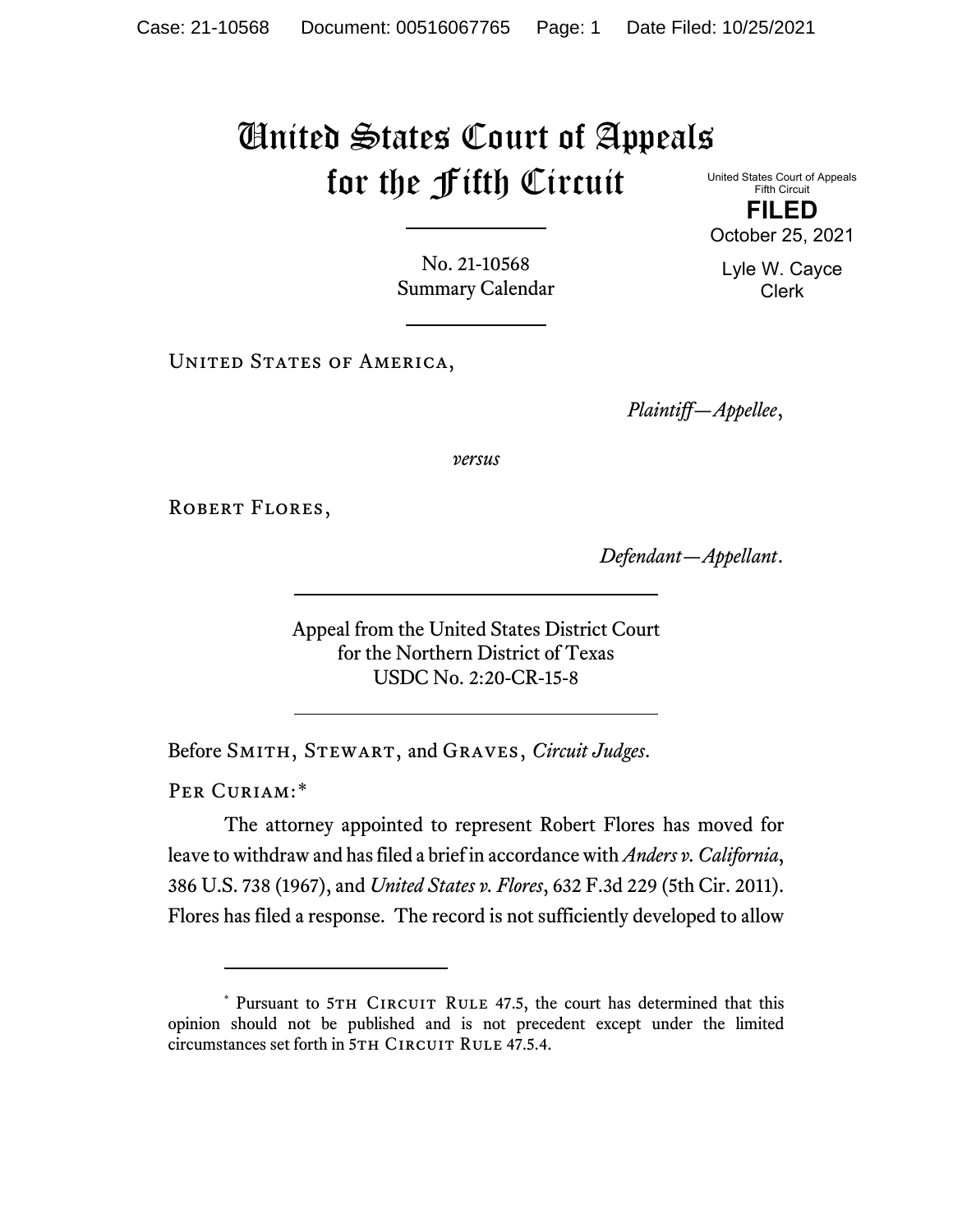# United States Court of Appeals for the Fifth Circuit

United States Court of Appeals
Fifth Circuit

**FILED**

October 25, 2021

Lyle W. Cayce
Clerk

No. 21-10568
Summary Calendar

United States of America,

*Plaintiff—Appellee*,

*versus*

Robert Flores,

*Defendant—Appellant*.

Appeal from the United States District Court
for the Northern District of Texas
USDC No. 2:20-CR-15-8

Before Smith, Stewart, and Graves, *Circuit Judges*.

Per Curiam:*

The attorney appointed to represent Robert Flores has moved for leave to withdraw and has filed a brief in accordance with *Anders v. California*, 386 U.S. 738 (1967), and *United States v. Flores*, 632 F.3d 229 (5th Cir. 2011). Flores has filed a response. The record is not sufficiently developed to allow

---

\* Pursuant to 5th Circuit Rule 47.5, the court has determined that this opinion should not be published and is not precedent except under the limited circumstances set forth in 5th Circuit Rule 47.5.4.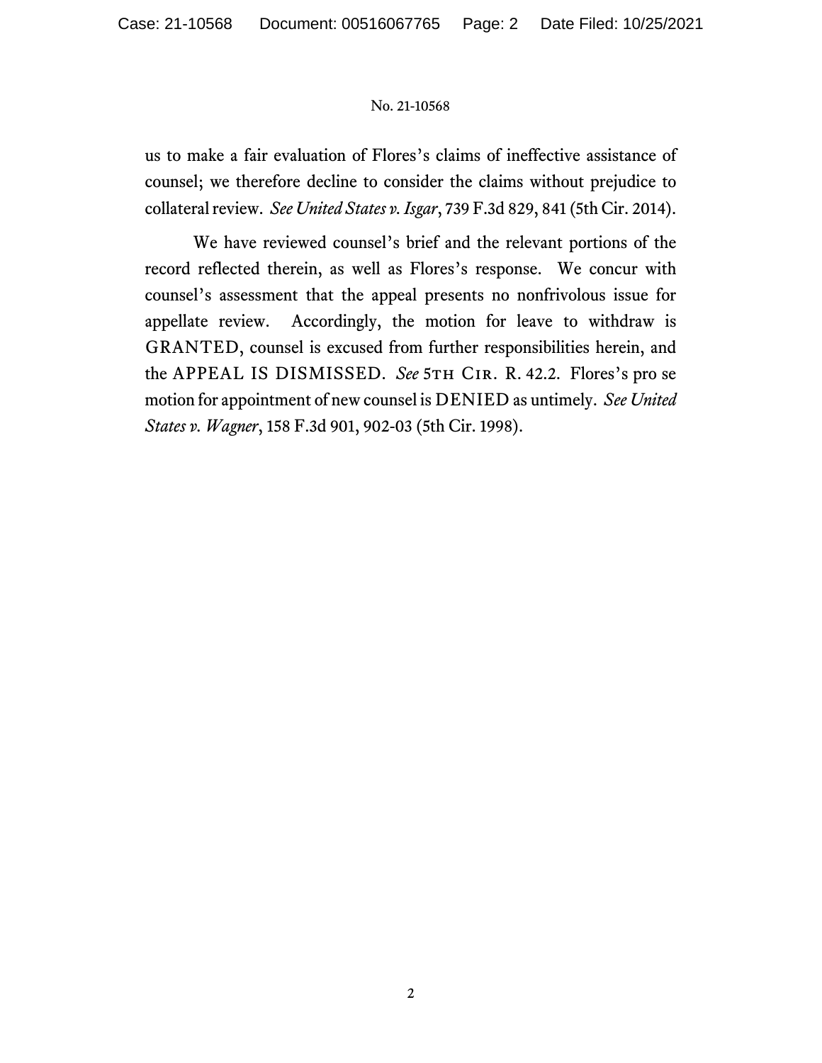us to make a fair evaluation of Flores's claims of ineffective assistance of counsel; we therefore decline to consider the claims without prejudice to collateral review. *See United States v. Isgar*, 739 F.3d 829, 841 (5th Cir. 2014).

We have reviewed counsel's brief and the relevant portions of the record reflected therein, as well as Flores's response. We concur with counsel's assessment that the appeal presents no nonfrivolous issue for appellate review. Accordingly, the motion for leave to withdraw is GRANTED, counsel is excused from further responsibilities herein, and the APPEAL IS DISMISSED. *See* 5TH CIR. R. 42.2. Flores's pro se motion for appointment of new counsel is DENIED as untimely. *See United States v. Wagner*, 158 F.3d 901, 902-03 (5th Cir. 1998).